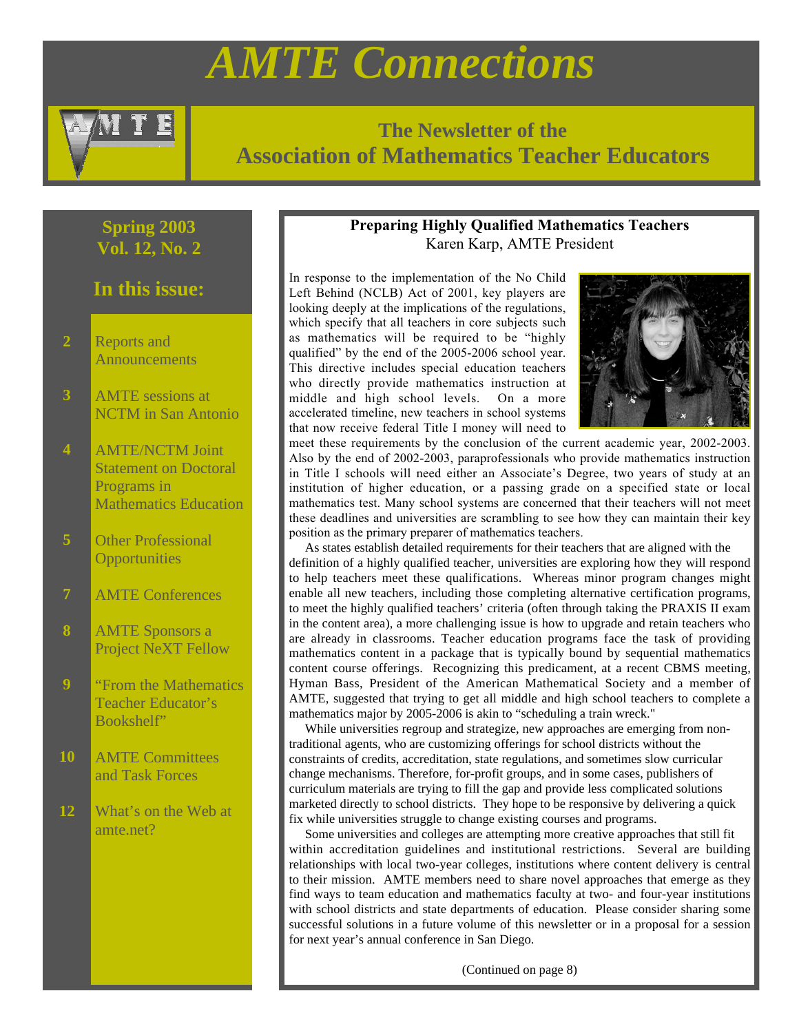# AMTE Connections

## The Newsletter of the Association of Mathematics Teacher Educators

**Spring 2003**
**Vol. 12, No. 2**

### In this issue:

- **2** Reports and Announcements
- **3** AMTE sessions at NCTM in San Antonio
- **4** AMTE/NCTM Joint Statement on Doctoral Programs in Mathematics Education
- **5** Other Professional Opportunities
- **7** AMTE Conferences
- **8** AMTE Sponsors a Project NeXT Fellow
- **9** "From the Mathematics Teacher Educator's Bookshelf"
- **10** AMTE Committees and Task Forces
- **12** What's on the Web at amte.net?

## Preparing Highly Qualified Mathematics Teachers

Karen Karp, AMTE President

In response to the implementation of the No Child Left Behind (NCLB) Act of 2001, key players are looking deeply at the implications of the regulations, which specify that all teachers in core subjects such as mathematics will be required to be "highly qualified" by the end of the 2005-2006 school year. This directive includes special education teachers who directly provide mathematics instruction at middle and high school levels. On a more accelerated timeline, new teachers in school systems that now receive federal Title I money will need to meet these requirements by the conclusion of the current academic year, 2002-2003. Also by the end of 2002-2003, paraprofessionals who provide mathematics instruction in Title I schools will need either an Associate's Degree, two years of study at an institution of higher education, or a passing grade on a specified state or local mathematics test. Many school systems are concerned that their teachers will not meet these deadlines and universities are scrambling to see how they can maintain their key position as the primary preparer of mathematics teachers.

As states establish detailed requirements for their teachers that are aligned with the definition of a highly qualified teacher, universities are exploring how they will respond to help teachers meet these qualifications. Whereas minor program changes might enable all new teachers, including those completing alternative certification programs, to meet the highly qualified teachers' criteria (often through taking the PRAXIS II exam in the content area), a more challenging issue is how to upgrade and retain teachers who are already in classrooms. Teacher education programs face the task of providing mathematics content in a package that is typically bound by sequential mathematics content course offerings. Recognizing this predicament, at a recent CBMS meeting, Hyman Bass, President of the American Mathematical Society and a member of AMTE, suggested that trying to get all middle and high school teachers to complete a mathematics major by 2005-2006 is akin to "scheduling a train wreck."

While universities regroup and strategize, new approaches are emerging from non-traditional agents, who are customizing offerings for school districts without the constraints of credits, accreditation, state regulations, and sometimes slow curricular change mechanisms. Therefore, for-profit groups, and in some cases, publishers of curriculum materials are trying to fill the gap and provide less complicated solutions marketed directly to school districts. They hope to be responsive by delivering a quick fix while universities struggle to change existing courses and programs.

Some universities and colleges are attempting more creative approaches that still fit within accreditation guidelines and institutional restrictions. Several are building relationships with local two-year colleges, institutions where content delivery is central to their mission. AMTE members need to share novel approaches that emerge as they find ways to team education and mathematics faculty at two- and four-year institutions with school districts and state departments of education. Please consider sharing some successful solutions in a future volume of this newsletter or in a proposal for a session for next year's annual conference in San Diego.

(Continued on page 8)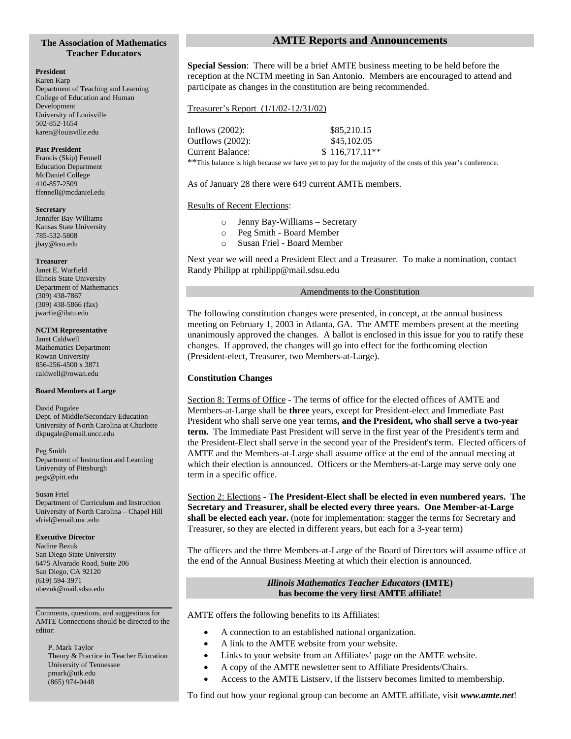## The Association of Mathematics Teacher Educators

**President**
Karen Karp
Department of Teaching and Learning
College of Education and Human Development
University of Louisville
502-852-1654
karen@louisville.edu

**Past President**
Francis (Skip) Fennell
Education Department
McDaniel College
410-857-2509
ffennell@mcdaniel.edu

**Secretary**
Jennifer Bay-Williams
Kansas State University
785-532-5808
jbay@ksu.edu

**Treasurer**
Janet E. Warfield
Illinois State University
Department of Mathematics
(309) 438-7867
(309) 438-5866 (fax)
jwarfie@ilstu.edu

**NCTM Representative**
Janet Caldwell
Mathematics Department
Rowan University
856-256-4500 x 3871
caldwell@rowan.edu

**Board Members at Large**

David Pugalee
Dept. of Middle/Secondary Education
University of North Carolina at Charlotte
dkpugale@email.uncc.edu

Peg Smith
Department of Instruction and Learning
University of Pittsburgh
pegs@pitt.edu

Susan Friel
Department of Curriculum and Instruction
University of North Carolina – Chapel Hill
sfriel@email.unc.edu

**Executive Director**
Nadine Bezuk
San Diego State University
6475 Alvarado Road, Suite 206
San Diego, CA 92120
(619) 594-3971
nbezuk@mail.sdsu.edu

---

Comments, questions, and suggestions for AMTE Connections should be directed to the editor:

P. Mark Taylor
Theory & Practice in Teacher Education
University of Tennessee
pmark@utk.edu
(865) 974-0448

# AMTE Reports and Announcements

**Special Session**: There will be a brief AMTE business meeting to be held before the reception at the NCTM meeting in San Antonio. Members are encouraged to attend and participate as changes in the constitution are being recommended.

Treasurer's Report (1/1/02-12/31/02)

| | |
|---|---|
| Inflows (2002): | $85,210.15 |
| Outflows (2002): | $45,102.05 |
| Current Balance: | $ 116,717.11** |

**This balance is high because we have yet to pay for the majority of the costs of this year's conference.

As of January 28 there were 649 current AMTE members.

Results of Recent Elections:

- Jenny Bay-Williams – Secretary
- Peg Smith - Board Member
- Susan Friel - Board Member

Next year we will need a President Elect and a Treasurer. To make a nomination, contact Randy Philipp at rphilipp@mail.sdsu.edu

## Amendments to the Constitution

The following constitution changes were presented, in concept, at the annual business meeting on February 1, 2003 in Atlanta, GA. The AMTE members present at the meeting unanimously approved the changes. A ballot is enclosed in this issue for you to ratify these changes. If approved, the changes will go into effect for the forthcoming election (President-elect, Treasurer, two Members-at-Large).

**Constitution Changes**

Section 8: Terms of Office - The terms of office for the elected offices of AMTE and Members-at-Large shall be **three** years, except for President-elect and Immediate Past President who shall serve one year terms**, and the President, who shall serve a two-year term.** The Immediate Past President will serve in the first year of the President's term and the President-Elect shall serve in the second year of the President's term. Elected officers of AMTE and the Members-at-Large shall assume office at the end of the annual meeting at which their election is announced. Officers or the Members-at-Large may serve only one term in a specific office.

Section 2: Elections - **The President-Elect shall be elected in even numbered years. The Secretary and Treasurer, shall be elected every three years. One Member-at-Large shall be elected each year.** (note for implementation: stagger the terms for Secretary and Treasurer, so they are elected in different years, but each for a 3-year term)

The officers and the three Members-at-Large of the Board of Directors will assume office at the end of the Annual Business Meeting at which their election is announced.

## *Illinois Mathematics Teacher Educators* (IMTE) has become the very first AMTE affiliate!

AMTE offers the following benefits to its Affiliates:

- A connection to an established national organization.
- A link to the AMTE website from your website.
- Links to your website from an Affiliates' page on the AMTE website.
- A copy of the AMTE newsletter sent to Affiliate Presidents/Chairs.
- Access to the AMTE Listserv, if the listserv becomes limited to membership.

To find out how your regional group can become an AMTE affiliate, visit ***www.amte.net***!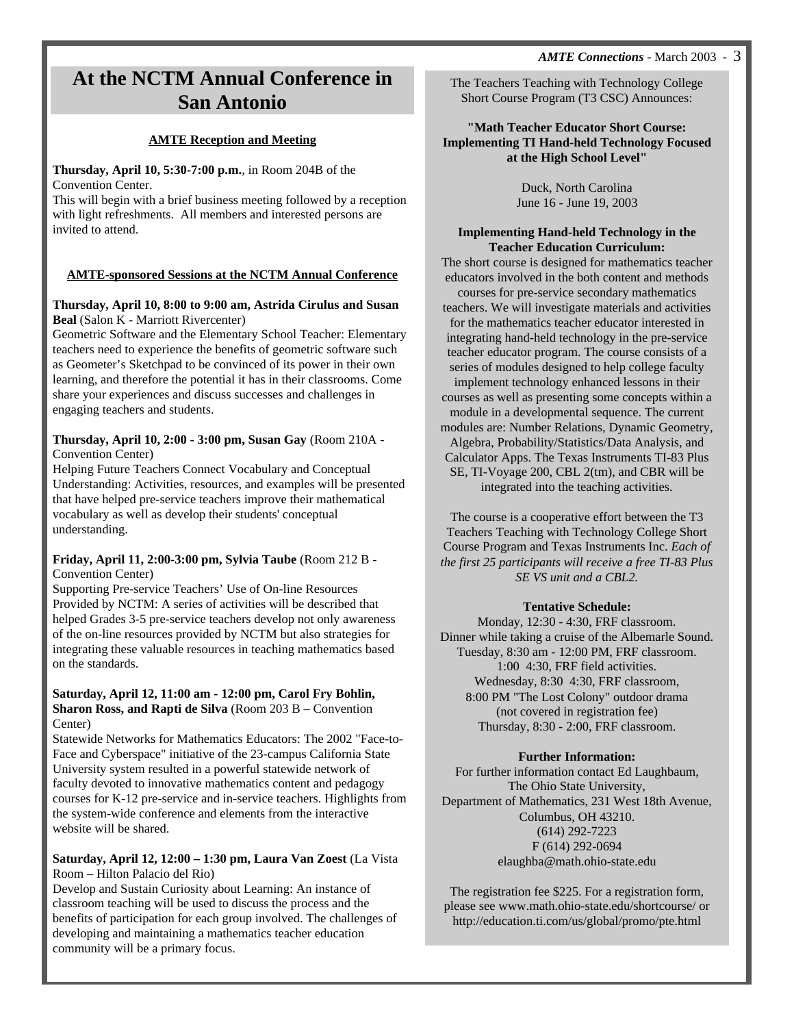# At the NCTM Annual Conference in San Antonio

**AMTE Reception and Meeting**

**Thursday, April 10, 5:30-7:00 p.m.**, in Room 204B of the Convention Center.

This will begin with a brief business meeting followed by a reception with light refreshments. All members and interested persons are invited to attend.

**AMTE-sponsored Sessions at the NCTM Annual Conference**

**Thursday, April 10, 8:00 to 9:00 am, Astrida Cirulus and Susan Beal** (Salon K - Marriott Rivercenter)

Geometric Software and the Elementary School Teacher: Elementary teachers need to experience the benefits of geometric software such as Geometer's Sketchpad to be convinced of its power in their own learning, and therefore the potential it has in their classrooms. Come share your experiences and discuss successes and challenges in engaging teachers and students.

**Thursday, April 10, 2:00 - 3:00 pm, Susan Gay** (Room 210A - Convention Center)

Helping Future Teachers Connect Vocabulary and Conceptual Understanding: Activities, resources, and examples will be presented that have helped pre-service teachers improve their mathematical vocabulary as well as develop their students' conceptual understanding.

**Friday, April 11, 2:00-3:00 pm, Sylvia Taube** (Room 212 B - Convention Center)

Supporting Pre-service Teachers' Use of On-line Resources Provided by NCTM: A series of activities will be described that helped Grades 3-5 pre-service teachers develop not only awareness of the on-line resources provided by NCTM but also strategies for integrating these valuable resources in teaching mathematics based on the standards.

**Saturday, April 12, 11:00 am - 12:00 pm, Carol Fry Bohlin, Sharon Ross, and Rapti de Silva** (Room 203 B – Convention Center)

Statewide Networks for Mathematics Educators: The 2002 "Face-to-Face and Cyberspace" initiative of the 23-campus California State University system resulted in a powerful statewide network of faculty devoted to innovative mathematics content and pedagogy courses for K-12 pre-service and in-service teachers. Highlights from the system-wide conference and elements from the interactive website will be shared.

**Saturday, April 12, 12:00 – 1:30 pm, Laura Van Zoest** (La Vista Room – Hilton Palacio del Rio)

Develop and Sustain Curiosity about Learning: An instance of classroom teaching will be used to discuss the process and the benefits of participation for each group involved. The challenges of developing and maintaining a mathematics teacher education community will be a primary focus.

---

The Teachers Teaching with Technology College Short Course Program (T3 CSC) Announces:

**"Math Teacher Educator Short Course: Implementing TI Hand-held Technology Focused at the High School Level"**

Duck, North Carolina
June 16 - June 19, 2003

**Implementing Hand-held Technology in the Teacher Education Curriculum:**

The short course is designed for mathematics teacher educators involved in the both content and methods courses for pre-service secondary mathematics teachers. We will investigate materials and activities for the mathematics teacher educator interested in integrating hand-held technology in the pre-service teacher educator program. The course consists of a series of modules designed to help college faculty implement technology enhanced lessons in their courses as well as presenting some concepts within a module in a developmental sequence. The current modules are: Number Relations, Dynamic Geometry, Algebra, Probability/Statistics/Data Analysis, and Calculator Apps. The Texas Instruments TI-83 Plus SE, TI-Voyage 200, CBL 2(tm), and CBR will be integrated into the teaching activities.

The course is a cooperative effort between the T3 Teachers Teaching with Technology College Short Course Program and Texas Instruments Inc. *Each of the first 25 participants will receive a free TI-83 Plus SE VS unit and a CBL2.*

**Tentative Schedule:**

Monday, 12:30 - 4:30, FRF classroom.
Dinner while taking a cruise of the Albemarle Sound.
Tuesday, 8:30 am - 12:00 PM, FRF classroom.
1:00 4:30, FRF field activities.
Wednesday, 8:30 4:30, FRF classroom,
8:00 PM "The Lost Colony" outdoor drama
(not covered in registration fee)
Thursday, 8:30 - 2:00, FRF classroom.

**Further Information:**

For further information contact Ed Laughbaum,
The Ohio State University,
Department of Mathematics, 231 West 18th Avenue,
Columbus, OH 43210.
(614) 292-7223
F (614) 292-0694
elaughba@math.ohio-state.edu

The registration fee $225. For a registration form, please see www.math.ohio-state.edu/shortcourse/ or http://education.ti.com/us/global/promo/pte.html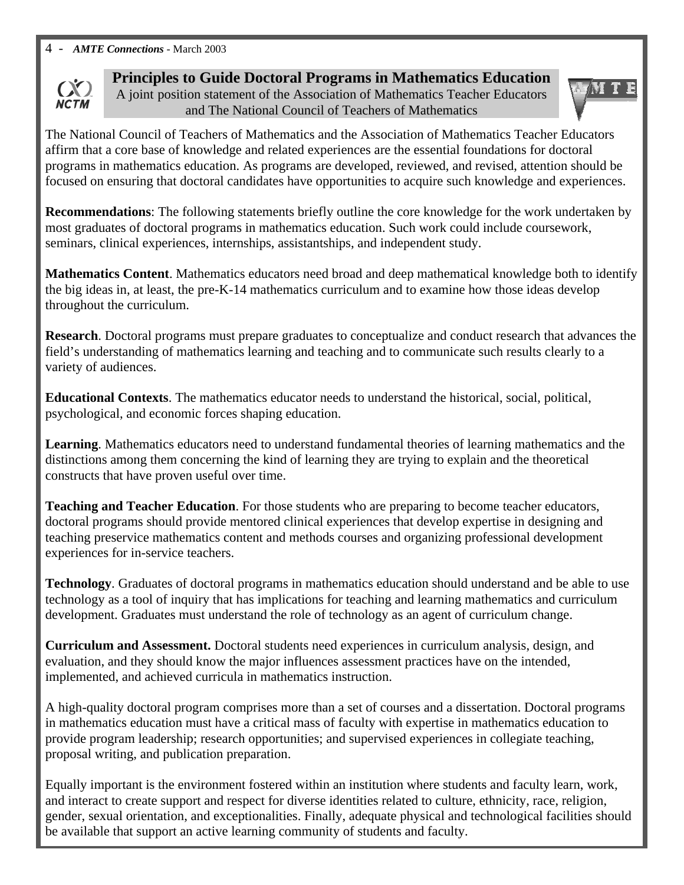## Principles to Guide Doctoral Programs in Mathematics Education

A joint position statement of the Association of Mathematics Teacher Educators and The National Council of Teachers of Mathematics

The National Council of Teachers of Mathematics and the Association of Mathematics Teacher Educators affirm that a core base of knowledge and related experiences are the essential foundations for doctoral programs in mathematics education. As programs are developed, reviewed, and revised, attention should be focused on ensuring that doctoral candidates have opportunities to acquire such knowledge and experiences.

**Recommendations**: The following statements briefly outline the core knowledge for the work undertaken by most graduates of doctoral programs in mathematics education. Such work could include coursework, seminars, clinical experiences, internships, assistantships, and independent study.

**Mathematics Content**. Mathematics educators need broad and deep mathematical knowledge both to identify the big ideas in, at least, the pre-K-14 mathematics curriculum and to examine how those ideas develop throughout the curriculum.

**Research**. Doctoral programs must prepare graduates to conceptualize and conduct research that advances the field's understanding of mathematics learning and teaching and to communicate such results clearly to a variety of audiences.

**Educational Contexts**. The mathematics educator needs to understand the historical, social, political, psychological, and economic forces shaping education.

**Learning**. Mathematics educators need to understand fundamental theories of learning mathematics and the distinctions among them concerning the kind of learning they are trying to explain and the theoretical constructs that have proven useful over time.

**Teaching and Teacher Education**. For those students who are preparing to become teacher educators, doctoral programs should provide mentored clinical experiences that develop expertise in designing and teaching preservice mathematics content and methods courses and organizing professional development experiences for in-service teachers.

**Technology**. Graduates of doctoral programs in mathematics education should understand and be able to use technology as a tool of inquiry that has implications for teaching and learning mathematics and curriculum development. Graduates must understand the role of technology as an agent of curriculum change.

**Curriculum and Assessment.** Doctoral students need experiences in curriculum analysis, design, and evaluation, and they should know the major influences assessment practices have on the intended, implemented, and achieved curricula in mathematics instruction.

A high-quality doctoral program comprises more than a set of courses and a dissertation. Doctoral programs in mathematics education must have a critical mass of faculty with expertise in mathematics education to provide program leadership; research opportunities; and supervised experiences in collegiate teaching, proposal writing, and publication preparation.

Equally important is the environment fostered within an institution where students and faculty learn, work, and interact to create support and respect for diverse identities related to culture, ethnicity, race, religion, gender, sexual orientation, and exceptionalities. Finally, adequate physical and technological facilities should be available that support an active learning community of students and faculty.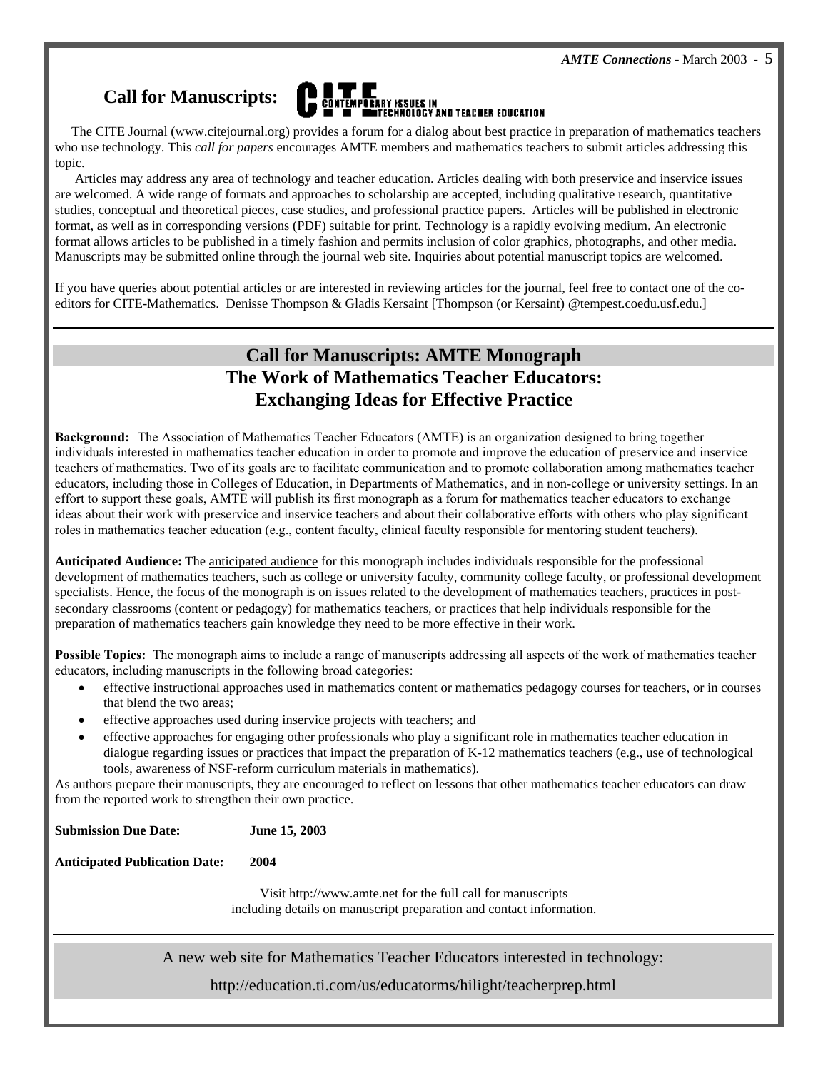## Call for Manuscripts: CITE — Contemporary Issues in Technology and Teacher Education

The CITE Journal (www.citejournal.org) provides a forum for a dialog about best practice in preparation of mathematics teachers who use technology. This *call for papers* encourages AMTE members and mathematics teachers to submit articles addressing this topic.

Articles may address any area of technology and teacher education. Articles dealing with both preservice and inservice issues are welcomed. A wide range of formats and approaches to scholarship are accepted, including qualitative research, quantitative studies, conceptual and theoretical pieces, case studies, and professional practice papers. Articles will be published in electronic format, as well as in corresponding versions (PDF) suitable for print. Technology is a rapidly evolving medium. An electronic format allows articles to be published in a timely fashion and permits inclusion of color graphics, photographs, and other media. Manuscripts may be submitted online through the journal web site. Inquiries about potential manuscript topics are welcomed.

If you have queries about potential articles or are interested in reviewing articles for the journal, feel free to contact one of the co-editors for CITE-Mathematics. Denisse Thompson & Gladis Kersaint [Thompson (or Kersaint) @tempest.coedu.usf.edu.]

---

## Call for Manuscripts: AMTE Monograph

### The Work of Mathematics Teacher Educators: Exchanging Ideas for Effective Practice

**Background:** The Association of Mathematics Teacher Educators (AMTE) is an organization designed to bring together individuals interested in mathematics teacher education in order to promote and improve the education of preservice and inservice teachers of mathematics. Two of its goals are to facilitate communication and to promote collaboration among mathematics teacher educators, including those in Colleges of Education, in Departments of Mathematics, and in non-college or university settings. In an effort to support these goals, AMTE will publish its first monograph as a forum for mathematics teacher educators to exchange ideas about their work with preservice and inservice teachers and about their collaborative efforts with others who play significant roles in mathematics teacher education (e.g., content faculty, clinical faculty responsible for mentoring student teachers).

**Anticipated Audience:** The anticipated audience for this monograph includes individuals responsible for the professional development of mathematics teachers, such as college or university faculty, community college faculty, or professional development specialists. Hence, the focus of the monograph is on issues related to the development of mathematics teachers, practices in post-secondary classrooms (content or pedagogy) for mathematics teachers, or practices that help individuals responsible for the preparation of mathematics teachers gain knowledge they need to be more effective in their work.

**Possible Topics:** The monograph aims to include a range of manuscripts addressing all aspects of the work of mathematics teacher educators, including manuscripts in the following broad categories:

- effective instructional approaches used in mathematics content or mathematics pedagogy courses for teachers, or in courses that blend the two areas;
- effective approaches used during inservice projects with teachers; and
- effective approaches for engaging other professionals who play a significant role in mathematics teacher education in dialogue regarding issues or practices that impact the preparation of K-12 mathematics teachers (e.g., use of technological tools, awareness of NSF-reform curriculum materials in mathematics).

As authors prepare their manuscripts, they are encouraged to reflect on lessons that other mathematics teacher educators can draw from the reported work to strengthen their own practice.

**Submission Due Date:** **June 15, 2003**

**Anticipated Publication Date:** **2004**

Visit http://www.amte.net for the full call for manuscripts including details on manuscript preparation and contact information.

---

A new web site for Mathematics Teacher Educators interested in technology:

http://education.ti.com/us/educatorms/hilight/teacherprep.html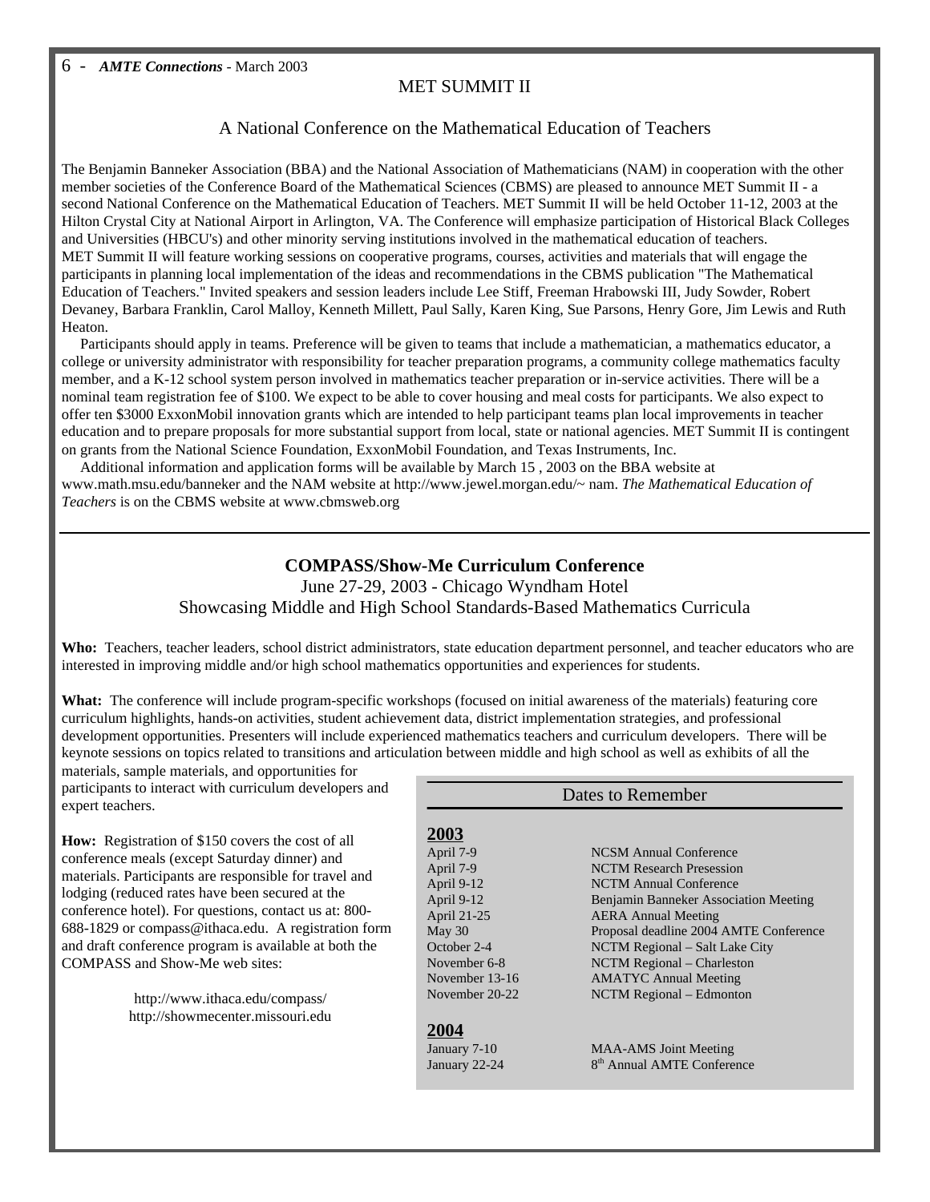## MET SUMMIT II

### A National Conference on the Mathematical Education of Teachers

The Benjamin Banneker Association (BBA) and the National Association of Mathematicians (NAM) in cooperation with the other member societies of the Conference Board of the Mathematical Sciences (CBMS) are pleased to announce MET Summit II - a second National Conference on the Mathematical Education of Teachers. MET Summit II will be held October 11-12, 2003 at the Hilton Crystal City at National Airport in Arlington, VA. The Conference will emphasize participation of Historical Black Colleges and Universities (HBCU's) and other minority serving institutions involved in the mathematical education of teachers.
MET Summit II will feature working sessions on cooperative programs, courses, activities and materials that will engage the participants in planning local implementation of the ideas and recommendations in the CBMS publication "The Mathematical Education of Teachers." Invited speakers and session leaders include Lee Stiff, Freeman Hrabowski III, Judy Sowder, Robert Devaney, Barbara Franklin, Carol Malloy, Kenneth Millett, Paul Sally, Karen King, Sue Parsons, Henry Gore, Jim Lewis and Ruth Heaton.

Participants should apply in teams. Preference will be given to teams that include a mathematician, a mathematics educator, a college or university administrator with responsibility for teacher preparation programs, a community college mathematics faculty member, and a K-12 school system person involved in mathematics teacher preparation or in-service activities. There will be a nominal team registration fee of $100. We expect to be able to cover housing and meal costs for participants. We also expect to offer ten $3000 ExxonMobil innovation grants which are intended to help participant teams plan local improvements in teacher education and to prepare proposals for more substantial support from local, state or national agencies. MET Summit II is contingent on grants from the National Science Foundation, ExxonMobil Foundation, and Texas Instruments, Inc.

Additional information and application forms will be available by March 15 , 2003 on the BBA website at www.math.msu.edu/banneker and the NAM website at http://www.jewel.morgan.edu/~ nam. *The Mathematical Education of Teachers* is on the CBMS website at www.cbmsweb.org

---

## COMPASS/Show-Me Curriculum Conference

June 27-29, 2003 - Chicago Wyndham Hotel
Showcasing Middle and High School Standards-Based Mathematics Curricula

**Who:** Teachers, teacher leaders, school district administrators, state education department personnel, and teacher educators who are interested in improving middle and/or high school mathematics opportunities and experiences for students.

**What:** The conference will include program-specific workshops (focused on initial awareness of the materials) featuring core curriculum highlights, hands-on activities, student achievement data, district implementation strategies, and professional development opportunities. Presenters will include experienced mathematics teachers and curriculum developers. There will be keynote sessions on topics related to transitions and articulation between middle and high school as well as exhibits of all the materials, sample materials, and opportunities for participants to interact with curriculum developers and expert teachers.

**How:** Registration of $150 covers the cost of all conference meals (except Saturday dinner) and materials. Participants are responsible for travel and lodging (reduced rates have been secured at the conference hotel). For questions, contact us at: 800-688-1829 or compass@ithaca.edu. A registration form and draft conference program is available at both the COMPASS and Show-Me web sites:

http://www.ithaca.edu/compass/
http://showmecenter.missouri.edu

---

### Dates to Remember

**2003**

| | |
|---|---|
| April 7-9 | NCSM Annual Conference |
| April 7-9 | NCTM Research Presession |
| April 9-12 | NCTM Annual Conference |
| April 9-12 | Benjamin Banneker Association Meeting |
| April 21-25 | AERA Annual Meeting |
| May 30 | Proposal deadline 2004 AMTE Conference |
| October 2-4 | NCTM Regional – Salt Lake City |
| November 6-8 | NCTM Regional – Charleston |
| November 13-16 | AMATYC Annual Meeting |
| November 20-22 | NCTM Regional – Edmonton |

**2004**

| | |
|---|---|
| January 7-10 | MAA-AMS Joint Meeting |
| January 22-24 | 8th Annual AMTE Conference |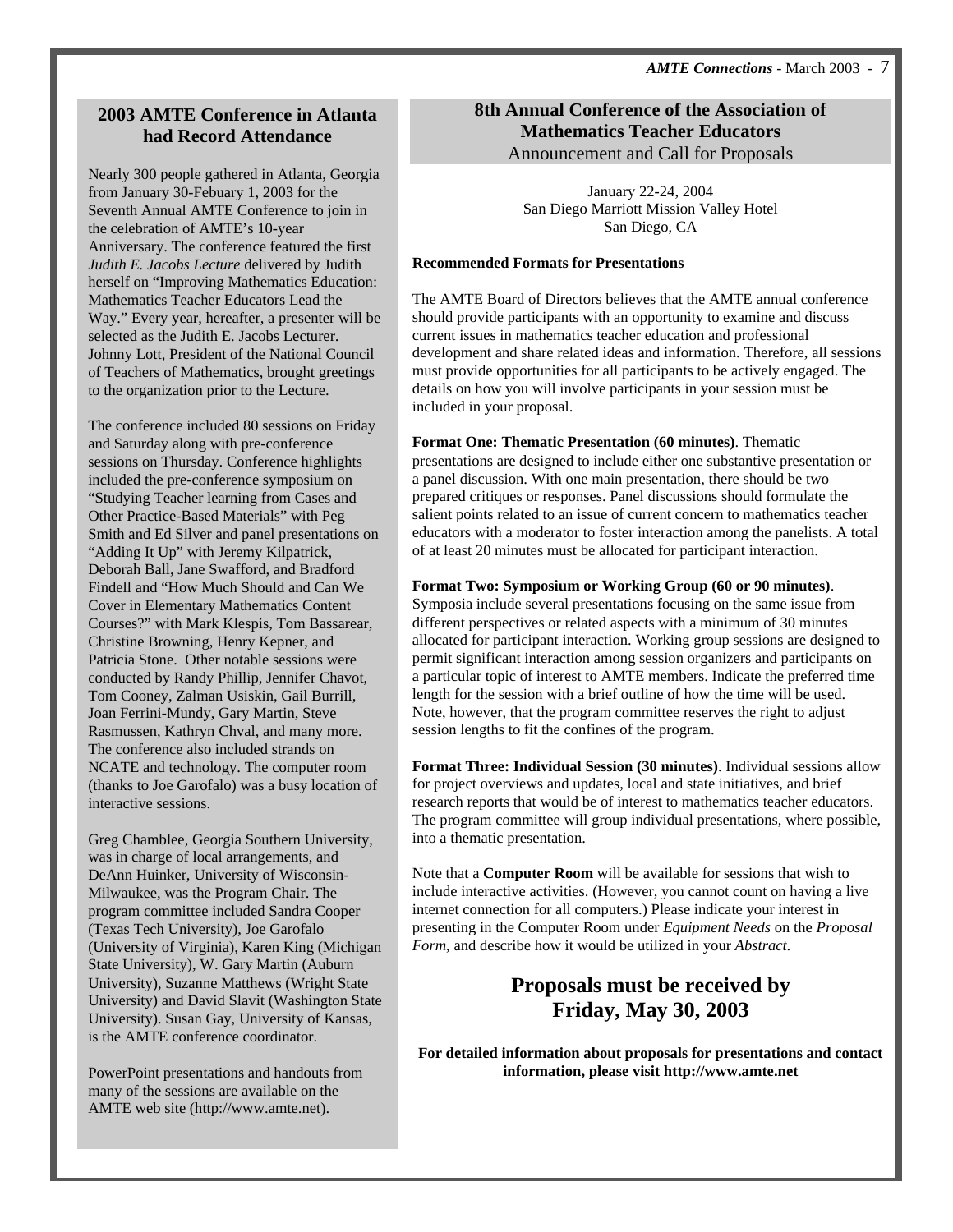## 2003 AMTE Conference in Atlanta had Record Attendance

Nearly 300 people gathered in Atlanta, Georgia from January 30-Febuary 1, 2003 for the Seventh Annual AMTE Conference to join in the celebration of AMTE's 10-year Anniversary. The conference featured the first *Judith E. Jacobs Lecture* delivered by Judith herself on "Improving Mathematics Education: Mathematics Teacher Educators Lead the Way." Every year, hereafter, a presenter will be selected as the Judith E. Jacobs Lecturer. Johnny Lott, President of the National Council of Teachers of Mathematics, brought greetings to the organization prior to the Lecture.

The conference included 80 sessions on Friday and Saturday along with pre-conference sessions on Thursday. Conference highlights included the pre-conference symposium on "Studying Teacher learning from Cases and Other Practice-Based Materials" with Peg Smith and Ed Silver and panel presentations on "Adding It Up" with Jeremy Kilpatrick, Deborah Ball, Jane Swafford, and Bradford Findell and "How Much Should and Can We Cover in Elementary Mathematics Content Courses?" with Mark Klespis, Tom Bassarear, Christine Browning, Henry Kepner, and Patricia Stone. Other notable sessions were conducted by Randy Phillip, Jennifer Chavot, Tom Cooney, Zalman Usiskin, Gail Burrill, Joan Ferrini-Mundy, Gary Martin, Steve Rasmussen, Kathryn Chval, and many more. The conference also included strands on NCATE and technology. The computer room (thanks to Joe Garofalo) was a busy location of interactive sessions.

Greg Chamblee, Georgia Southern University, was in charge of local arrangements, and DeAnn Huinker, University of Wisconsin-Milwaukee, was the Program Chair. The program committee included Sandra Cooper (Texas Tech University), Joe Garofalo (University of Virginia), Karen King (Michigan State University), W. Gary Martin (Auburn University), Suzanne Matthews (Wright State University) and David Slavit (Washington State University). Susan Gay, University of Kansas, is the AMTE conference coordinator.

PowerPoint presentations and handouts from many of the sessions are available on the AMTE web site (http://www.amte.net).

## 8th Annual Conference of the Association of Mathematics Teacher Educators

Announcement and Call for Proposals

January 22-24, 2004
San Diego Marriott Mission Valley Hotel
San Diego, CA

**Recommended Formats for Presentations**

The AMTE Board of Directors believes that the AMTE annual conference should provide participants with an opportunity to examine and discuss current issues in mathematics teacher education and professional development and share related ideas and information. Therefore, all sessions must provide opportunities for all participants to be actively engaged. The details on how you will involve participants in your session must be included in your proposal.

**Format One: Thematic Presentation (60 minutes)**. Thematic presentations are designed to include either one substantive presentation or a panel discussion. With one main presentation, there should be two prepared critiques or responses. Panel discussions should formulate the salient points related to an issue of current concern to mathematics teacher educators with a moderator to foster interaction among the panelists. A total of at least 20 minutes must be allocated for participant interaction.

**Format Two: Symposium or Working Group (60 or 90 minutes)**. Symposia include several presentations focusing on the same issue from different perspectives or related aspects with a minimum of 30 minutes allocated for participant interaction. Working group sessions are designed to permit significant interaction among session organizers and participants on a particular topic of interest to AMTE members. Indicate the preferred time length for the session with a brief outline of how the time will be used. Note, however, that the program committee reserves the right to adjust session lengths to fit the confines of the program.

**Format Three: Individual Session (30 minutes)**. Individual sessions allow for project overviews and updates, local and state initiatives, and brief research reports that would be of interest to mathematics teacher educators. The program committee will group individual presentations, where possible, into a thematic presentation.

Note that a **Computer Room** will be available for sessions that wish to include interactive activities. (However, you cannot count on having a live internet connection for all computers.) Please indicate your interest in presenting in the Computer Room under *Equipment Needs* on the *Proposal Form*, and describe how it would be utilized in your *Abstract*.

### Proposals must be received by Friday, May 30, 2003

**For detailed information about proposals for presentations and contact information, please visit http://www.amte.net**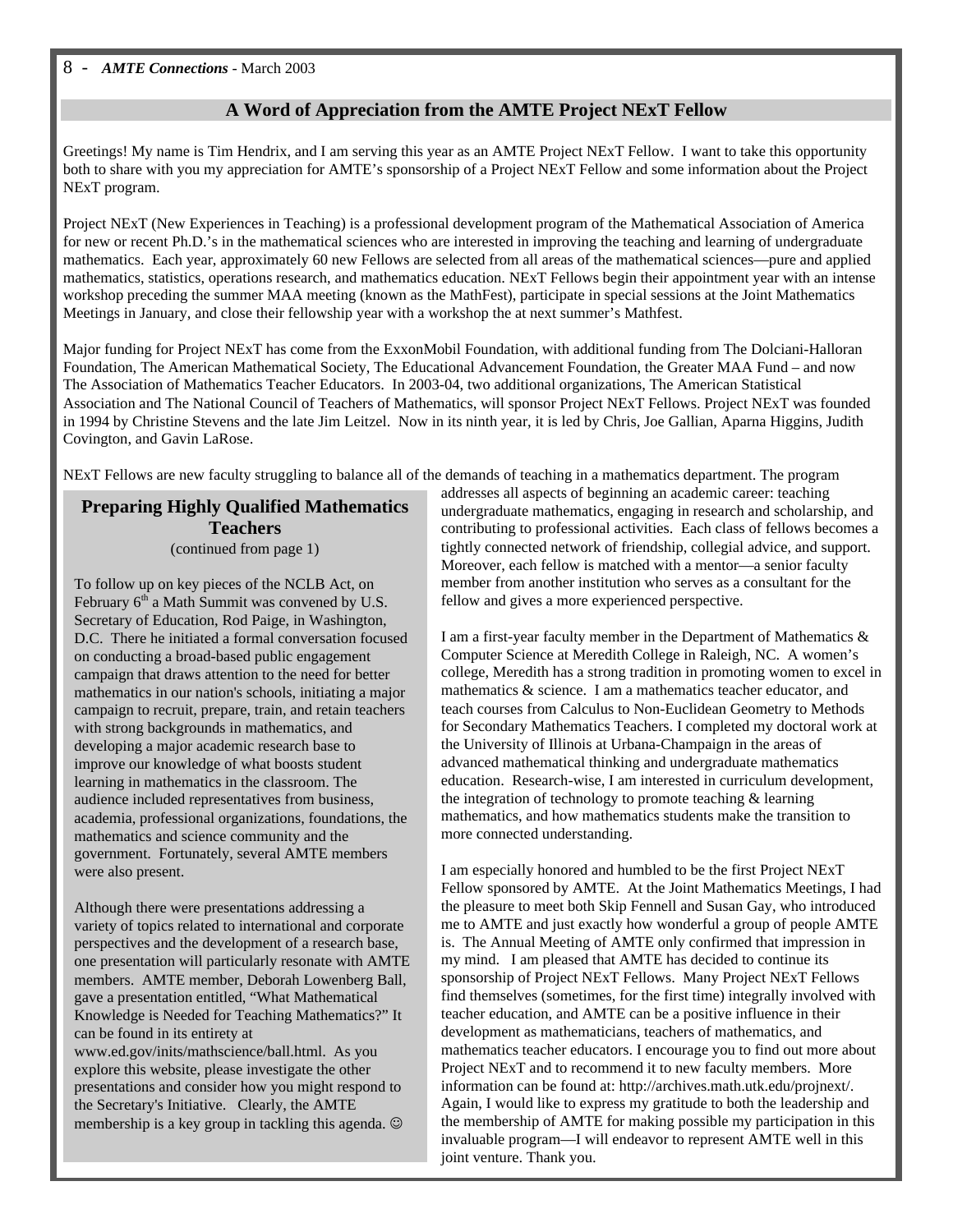## A Word of Appreciation from the AMTE Project NExT Fellow

Greetings! My name is Tim Hendrix, and I am serving this year as an AMTE Project NExT Fellow. I want to take this opportunity both to share with you my appreciation for AMTE's sponsorship of a Project NExT Fellow and some information about the Project NExT program.

Project NExT (New Experiences in Teaching) is a professional development program of the Mathematical Association of America for new or recent Ph.D.'s in the mathematical sciences who are interested in improving the teaching and learning of undergraduate mathematics. Each year, approximately 60 new Fellows are selected from all areas of the mathematical sciences—pure and applied mathematics, statistics, operations research, and mathematics education. NExT Fellows begin their appointment year with an intense workshop preceding the summer MAA meeting (known as the MathFest), participate in special sessions at the Joint Mathematics Meetings in January, and close their fellowship year with a workshop the at next summer's Mathfest.

Major funding for Project NExT has come from the ExxonMobil Foundation, with additional funding from The Dolciani-Halloran Foundation, The American Mathematical Society, The Educational Advancement Foundation, the Greater MAA Fund – and now The Association of Mathematics Teacher Educators. In 2003-04, two additional organizations, The American Statistical Association and The National Council of Teachers of Mathematics, will sponsor Project NExT Fellows. Project NExT was founded in 1994 by Christine Stevens and the late Jim Leitzel. Now in its ninth year, it is led by Chris, Joe Gallian, Aparna Higgins, Judith Covington, and Gavin LaRose.

NExT Fellows are new faculty struggling to balance all of the demands of teaching in a mathematics department. The program addresses all aspects of beginning an academic career: teaching undergraduate mathematics, engaging in research and scholarship, and contributing to professional activities. Each class of fellows becomes a tightly connected network of friendship, collegial advice, and support. Moreover, each fellow is matched with a mentor—a senior faculty member from another institution who serves as a consultant for the fellow and gives a more experienced perspective.

I am a first-year faculty member in the Department of Mathematics & Computer Science at Meredith College in Raleigh, NC. A women's college, Meredith has a strong tradition in promoting women to excel in mathematics & science. I am a mathematics teacher educator, and teach courses from Calculus to Non-Euclidean Geometry to Methods for Secondary Mathematics Teachers. I completed my doctoral work at the University of Illinois at Urbana-Champaign in the areas of advanced mathematical thinking and undergraduate mathematics education. Research-wise, I am interested in curriculum development, the integration of technology to promote teaching & learning mathematics, and how mathematics students make the transition to more connected understanding.

I am especially honored and humbled to be the first Project NExT Fellow sponsored by AMTE. At the Joint Mathematics Meetings, I had the pleasure to meet both Skip Fennell and Susan Gay, who introduced me to AMTE and just exactly how wonderful a group of people AMTE is. The Annual Meeting of AMTE only confirmed that impression in my mind. I am pleased that AMTE has decided to continue its sponsorship of Project NExT Fellows. Many Project NExT Fellows find themselves (sometimes, for the first time) integrally involved with teacher education, and AMTE can be a positive influence in their development as mathematicians, teachers of mathematics, and mathematics teacher educators. I encourage you to find out more about Project NExT and to recommend it to new faculty members. More information can be found at: http://archives.math.utk.edu/projnext/. Again, I would like to express my gratitude to both the leadership and the membership of AMTE for making possible my participation in this invaluable program—I will endeavor to represent AMTE well in this joint venture. Thank you.

### Preparing Highly Qualified Mathematics Teachers

(continued from page 1)

To follow up on key pieces of the NCLB Act, on February 6th a Math Summit was convened by U.S. Secretary of Education, Rod Paige, in Washington, D.C. There he initiated a formal conversation focused on conducting a broad-based public engagement campaign that draws attention to the need for better mathematics in our nation's schools, initiating a major campaign to recruit, prepare, train, and retain teachers with strong backgrounds in mathematics, and developing a major academic research base to improve our knowledge of what boosts student learning in mathematics in the classroom. The audience included representatives from business, academia, professional organizations, foundations, the mathematics and science community and the government. Fortunately, several AMTE members were also present.

Although there were presentations addressing a variety of topics related to international and corporate perspectives and the development of a research base, one presentation will particularly resonate with AMTE members. AMTE member, Deborah Lowenberg Ball, gave a presentation entitled, "What Mathematical Knowledge is Needed for Teaching Mathematics?" It can be found in its entirety at www.ed.gov/inits/mathscience/ball.html. As you explore this website, please investigate the other presentations and consider how you might respond to the Secretary's Initiative. Clearly, the AMTE membership is a key group in tackling this agenda. ☺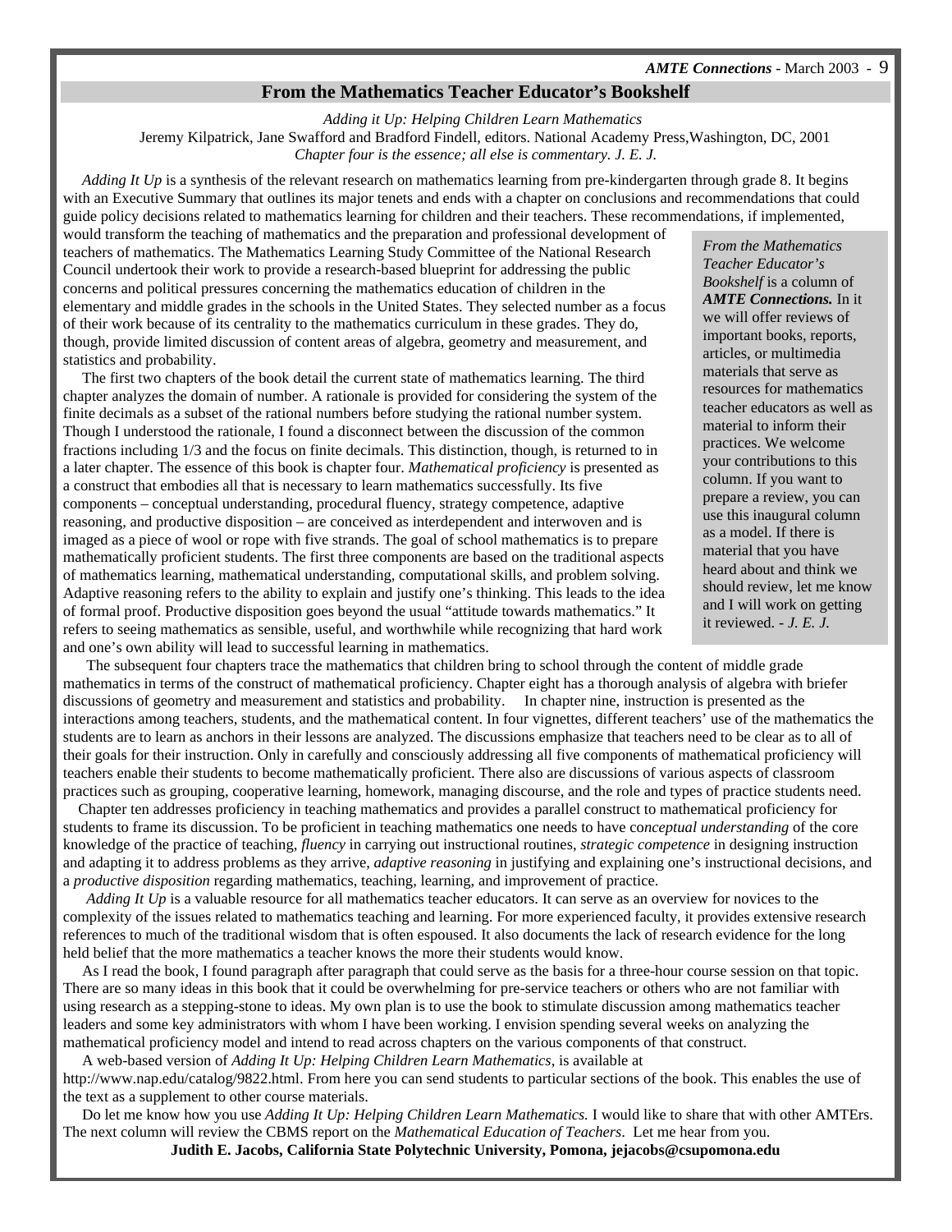## From the Mathematics Teacher Educator's Bookshelf

*Adding it Up: Helping Children Learn Mathematics*
Jeremy Kilpatrick, Jane Swafford and Bradford Findell, editors. National Academy Press,Washington, DC, 2001
*Chapter four is the essence; all else is commentary. J. E. J.*

*Adding It Up* is a synthesis of the relevant research on mathematics learning from pre-kindergarten through grade 8. It begins with an Executive Summary that outlines its major tenets and ends with a chapter on conclusions and recommendations that could guide policy decisions related to mathematics learning for children and their teachers. These recommendations, if implemented, would transform the teaching of mathematics and the preparation and professional development of teachers of mathematics. The Mathematics Learning Study Committee of the National Research Council undertook their work to provide a research-based blueprint for addressing the public concerns and political pressures concerning the mathematics education of children in the elementary and middle grades in the schools in the United States. They selected number as a focus of their work because of its centrality to the mathematics curriculum in these grades. They do, though, provide limited discussion of content areas of algebra, geometry and measurement, and statistics and probability.

> *From the Mathematics Teacher Educator's Bookshelf* is a column of ***AMTE Connections.*** In it we will offer reviews of important books, reports, articles, or multimedia materials that serve as resources for mathematics teacher educators as well as material to inform their practices. We welcome your contributions to this column. If you want to prepare a review, you can use this inaugural column as a model. If there is material that you have heard about and think we should review, let me know and I will work on getting it reviewed. - *J. E. J.*

The first two chapters of the book detail the current state of mathematics learning. The third chapter analyzes the domain of number. A rationale is provided for considering the system of the finite decimals as a subset of the rational numbers before studying the rational number system. Though I understood the rationale, I found a disconnect between the discussion of the common fractions including 1/3 and the focus on finite decimals. This distinction, though, is returned to in a later chapter. The essence of this book is chapter four. *Mathematical proficiency* is presented as a construct that embodies all that is necessary to learn mathematics successfully. Its five components – conceptual understanding, procedural fluency, strategy competence, adaptive reasoning, and productive disposition – are conceived as interdependent and interwoven and is imaged as a piece of wool or rope with five strands. The goal of school mathematics is to prepare mathematically proficient students. The first three components are based on the traditional aspects of mathematics learning, mathematical understanding, computational skills, and problem solving. Adaptive reasoning refers to the ability to explain and justify one's thinking. This leads to the idea of formal proof. Productive disposition goes beyond the usual "attitude towards mathematics." It refers to seeing mathematics as sensible, useful, and worthwhile while recognizing that hard work and one's own ability will lead to successful learning in mathematics.

The subsequent four chapters trace the mathematics that children bring to school through the content of middle grade mathematics in terms of the construct of mathematical proficiency. Chapter eight has a thorough analysis of algebra with briefer discussions of geometry and measurement and statistics and probability. In chapter nine, instruction is presented as the interactions among teachers, students, and the mathematical content. In four vignettes, different teachers' use of the mathematics the students are to learn as anchors in their lessons are analyzed. The discussions emphasize that teachers need to be clear as to all of their goals for their instruction. Only in carefully and consciously addressing all five components of mathematical proficiency will teachers enable their students to become mathematically proficient. There also are discussions of various aspects of classroom practices such as grouping, cooperative learning, homework, managing discourse, and the role and types of practice students need.

Chapter ten addresses proficiency in teaching mathematics and provides a parallel construct to mathematical proficiency for students to frame its discussion. To be proficient in teaching mathematics one needs to have co*nceptual understanding* of the core knowledge of the practice of teaching, *fluency* in carrying out instructional routines, *strategic competence* in designing instruction and adapting it to address problems as they arrive, *adaptive reasoning* in justifying and explaining one's instructional decisions, and a *productive disposition* regarding mathematics, teaching, learning, and improvement of practice.

*Adding It Up* is a valuable resource for all mathematics teacher educators. It can serve as an overview for novices to the complexity of the issues related to mathematics teaching and learning. For more experienced faculty, it provides extensive research references to much of the traditional wisdom that is often espoused. It also documents the lack of research evidence for the long held belief that the more mathematics a teacher knows the more their students would know.

As I read the book, I found paragraph after paragraph that could serve as the basis for a three-hour course session on that topic. There are so many ideas in this book that it could be overwhelming for pre-service teachers or others who are not familiar with using research as a stepping-stone to ideas. My own plan is to use the book to stimulate discussion among mathematics teacher leaders and some key administrators with whom I have been working. I envision spending several weeks on analyzing the mathematical proficiency model and intend to read across chapters on the various components of that construct.

A web-based version of *Adding It Up: Helping Children Learn Mathematics*, is available at http://www.nap.edu/catalog/9822.html. From here you can send students to particular sections of the book. This enables the use of the text as a supplement to other course materials.

Do let me know how you use *Adding It Up: Helping Children Learn Mathematics.* I would like to share that with other AMTErs. The next column will review the CBMS report on the *Mathematical Education of Teachers*. Let me hear from you.

**Judith E. Jacobs, California State Polytechnic University, Pomona, jejacobs@csupomona.edu**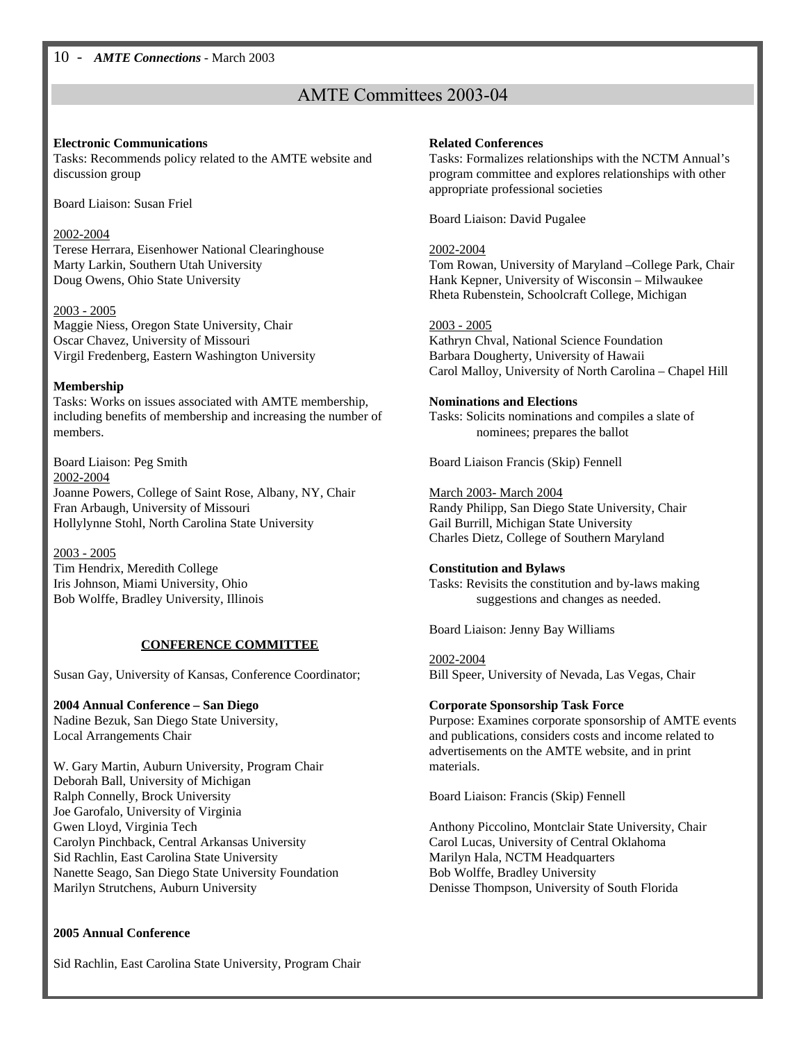## AMTE Committees 2003-04

**Electronic Communications**

Tasks: Recommends policy related to the AMTE website and discussion group

Board Liaison: Susan Friel

2002-2004

Terese Herrara, Eisenhower National Clearinghouse
Marty Larkin, Southern Utah University
Doug Owens, Ohio State University

2003 - 2005

Maggie Niess, Oregon State University, Chair
Oscar Chavez, University of Missouri
Virgil Fredenberg, Eastern Washington University

**Membership**

Tasks: Works on issues associated with AMTE membership, including benefits of membership and increasing the number of members.

Board Liaison: Peg Smith

2002-2004

Joanne Powers, College of Saint Rose, Albany, NY, Chair
Fran Arbaugh, University of Missouri
Hollylynne Stohl, North Carolina State University

2003 - 2005

Tim Hendrix, Meredith College
Iris Johnson, Miami University, Ohio
Bob Wolffe, Bradley University, Illinois

**CONFERENCE COMMITTEE**

Susan Gay, University of Kansas, Conference Coordinator;

**2004 Annual Conference – San Diego**

Nadine Bezuk, San Diego State University,
Local Arrangements Chair

W. Gary Martin, Auburn University, Program Chair
Deborah Ball, University of Michigan
Ralph Connelly, Brock University
Joe Garofalo, University of Virginia
Gwen Lloyd, Virginia Tech
Carolyn Pinchback, Central Arkansas University
Sid Rachlin, East Carolina State University
Nanette Seago, San Diego State University Foundation
Marilyn Strutchens, Auburn University

**2005 Annual Conference**

Sid Rachlin, East Carolina State University, Program Chair

**Related Conferences**

Tasks: Formalizes relationships with the NCTM Annual's program committee and explores relationships with other appropriate professional societies

Board Liaison: David Pugalee

2002-2004

Tom Rowan, University of Maryland –College Park, Chair
Hank Kepner, University of Wisconsin – Milwaukee
Rheta Rubenstein, Schoolcraft College, Michigan

2003 - 2005

Kathryn Chval, National Science Foundation
Barbara Dougherty, University of Hawaii
Carol Malloy, University of North Carolina – Chapel Hill

**Nominations and Elections**

Tasks: Solicits nominations and compiles a slate of nominees; prepares the ballot

Board Liaison Francis (Skip) Fennell

March 2003- March 2004

Randy Philipp, San Diego State University, Chair
Gail Burrill, Michigan State University
Charles Dietz, College of Southern Maryland

**Constitution and Bylaws**

Tasks: Revisits the constitution and by-laws making suggestions and changes as needed.

Board Liaison: Jenny Bay Williams

2002-2004

Bill Speer, University of Nevada, Las Vegas, Chair

**Corporate Sponsorship Task Force**

Purpose: Examines corporate sponsorship of AMTE events and publications, considers costs and income related to advertisements on the AMTE website, and in print materials.

Board Liaison: Francis (Skip) Fennell

Anthony Piccolino, Montclair State University, Chair
Carol Lucas, University of Central Oklahoma
Marilyn Hala, NCTM Headquarters
Bob Wolffe, Bradley University
Denisse Thompson, University of South Florida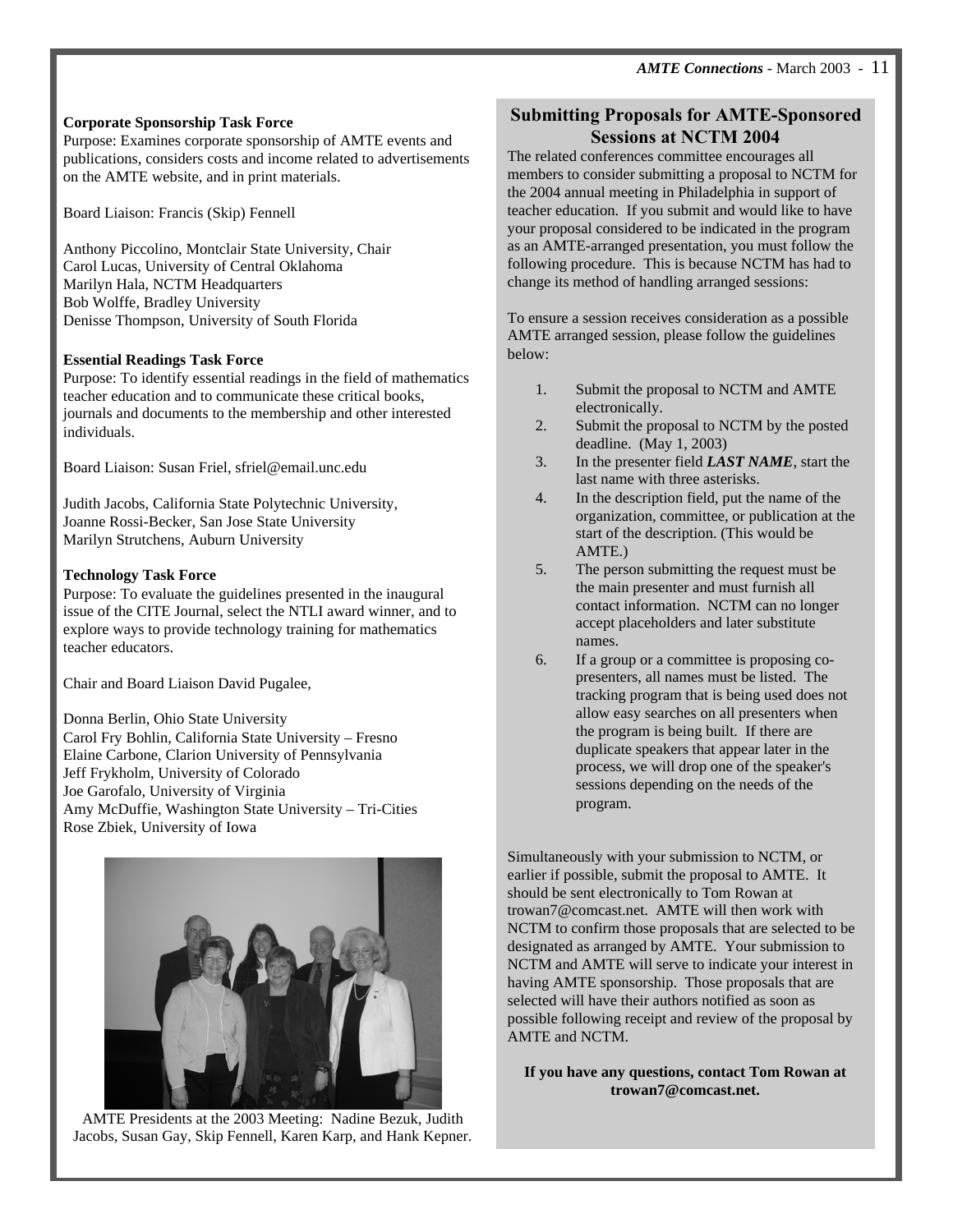**Corporate Sponsorship Task Force**
Purpose: Examines corporate sponsorship of AMTE events and publications, considers costs and income related to advertisements on the AMTE website, and in print materials.

Board Liaison: Francis (Skip) Fennell

Anthony Piccolino, Montclair State University, Chair
Carol Lucas, University of Central Oklahoma
Marilyn Hala, NCTM Headquarters
Bob Wolffe, Bradley University
Denisse Thompson, University of South Florida

**Essential Readings Task Force**
Purpose: To identify essential readings in the field of mathematics teacher education and to communicate these critical books, journals and documents to the membership and other interested individuals.

Board Liaison: Susan Friel, sfriel@email.unc.edu

Judith Jacobs, California State Polytechnic University,
Joanne Rossi-Becker, San Jose State University
Marilyn Strutchens, Auburn University

**Technology Task Force**
Purpose: To evaluate the guidelines presented in the inaugural issue of the CITE Journal, select the NTLI award winner, and to explore ways to provide technology training for mathematics teacher educators.

Chair and Board Liaison David Pugalee,

Donna Berlin, Ohio State University
Carol Fry Bohlin, California State University – Fresno
Elaine Carbone, Clarion University of Pennsylvania
Jeff Frykholm, University of Colorado
Joe Garofalo, University of Virginia
Amy McDuffie, Washington State University – Tri-Cities
Rose Zbiek, University of Iowa

AMTE Presidents at the 2003 Meeting: Nadine Bezuk, Judith Jacobs, Susan Gay, Skip Fennell, Karen Karp, and Hank Kepner.

## Submitting Proposals for AMTE-Sponsored Sessions at NCTM 2004

The related conferences committee encourages all members to consider submitting a proposal to NCTM for the 2004 annual meeting in Philadelphia in support of teacher education. If you submit and would like to have your proposal considered to be indicated in the program as an AMTE-arranged presentation, you must follow the following procedure. This is because NCTM has had to change its method of handling arranged sessions:

To ensure a session receives consideration as a possible AMTE arranged session, please follow the guidelines below:

1. Submit the proposal to NCTM and AMTE electronically.
2. Submit the proposal to NCTM by the posted deadline. (May 1, 2003)
3. In the presenter field ***LAST NAME***, start the last name with three asterisks.
4. In the description field, put the name of the organization, committee, or publication at the start of the description. (This would be AMTE.)
5. The person submitting the request must be the main presenter and must furnish all contact information. NCTM can no longer accept placeholders and later substitute names.
6. If a group or a committee is proposing co-presenters, all names must be listed. The tracking program that is being used does not allow easy searches on all presenters when the program is being built. If there are duplicate speakers that appear later in the process, we will drop one of the speaker's sessions depending on the needs of the program.

Simultaneously with your submission to NCTM, or earlier if possible, submit the proposal to AMTE. It should be sent electronically to Tom Rowan at trowan7@comcast.net. AMTE will then work with NCTM to confirm those proposals that are selected to be designated as arranged by AMTE. Your submission to NCTM and AMTE will serve to indicate your interest in having AMTE sponsorship. Those proposals that are selected will have their authors notified as soon as possible following receipt and review of the proposal by AMTE and NCTM.

**If you have any questions, contact Tom Rowan at trowan7@comcast.net.**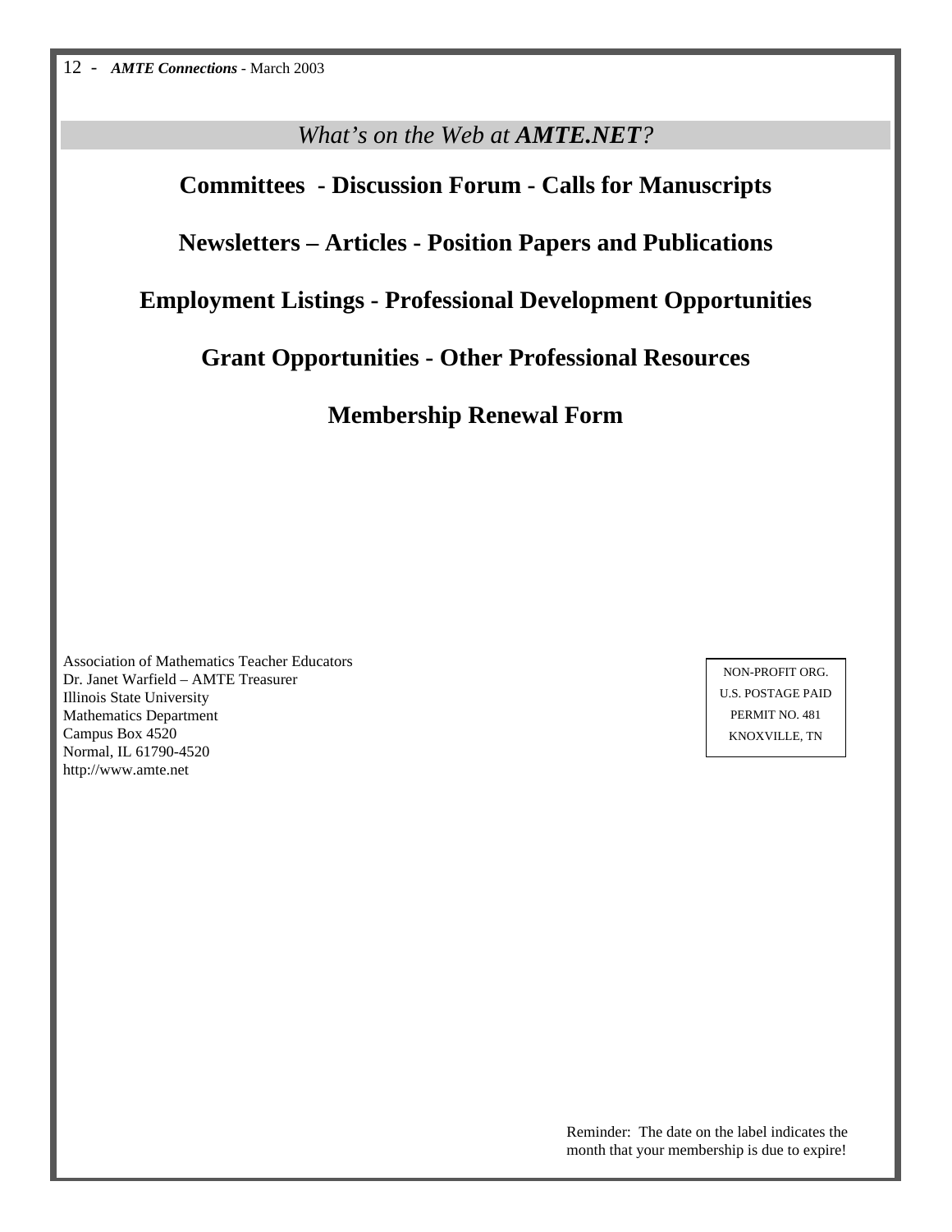## *What's on the Web at **AMTE.NET**?*

**Committees - Discussion Forum - Calls for Manuscripts**

**Newsletters – Articles - Position Papers and Publications**

**Employment Listings - Professional Development Opportunities**

**Grant Opportunities - Other Professional Resources**

**Membership Renewal Form**

Association of Mathematics Teacher Educators
Dr. Janet Warfield – AMTE Treasurer
Illinois State University
Mathematics Department
Campus Box 4520
Normal, IL 61790-4520
http://www.amte.net

NON-PROFIT ORG.
U.S. POSTAGE PAID
PERMIT NO. 481
KNOXVILLE, TN

Reminder: The date on the label indicates the month that your membership is due to expire!